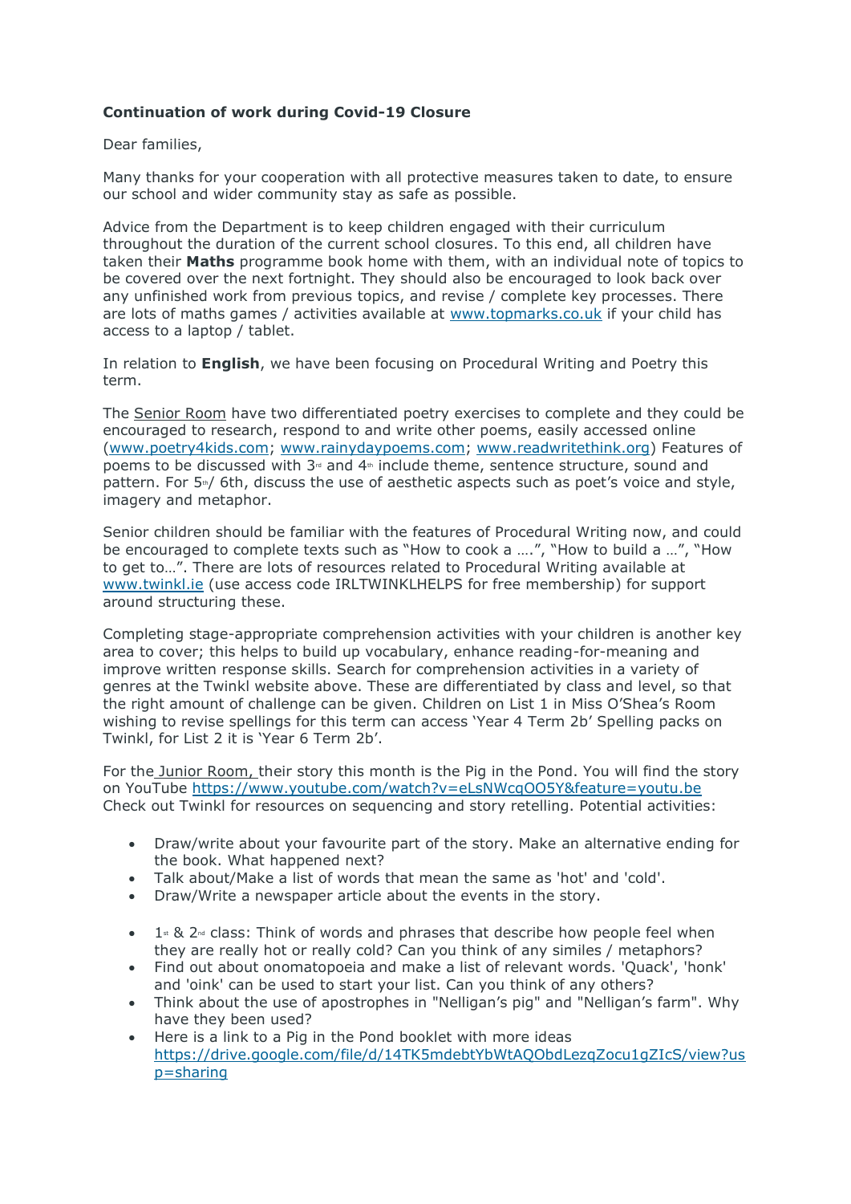**Continuation of work during Covid-19 Closure**

Dear families,

Many thanks for your cooperation with all protective measures taken to date, to ensure our school and wider community stay as safe as possible.

Advice from the Department is to keep children engaged with their curriculum throughout the duration of the current school closures. To this end, all children have taken their **Maths** programme book home with them, with an individual note of topics to be covered over the next fortnight. They should also be encouraged to look back over any unfinished work from previous topics, and revise / complete key processes. There are lots of maths games / activities available at [www.topmarks.co.uk](www.topmarks.co.uk) if your child has access to a laptop / tablet.

In relation to **English**, we have been focusing on Procedural Writing and Poetry this term.

The Senior Room have two differentiated poetry exercises to complete and they could be encouraged to research, respond to and write other poems, easily accessed online ([www.poetry4kids.com](www.poetry4kids.com); [www.rainydaypoems.com](www.rainydaypoems.com); [www.readwritethink.org](www.readwritethink.org)) Features of poems to be discussed with 3rd and 4th include theme, sentence structure, sound and pattern. For 5th/ 6th, discuss the use of aesthetic aspects such as poet's voice and style, imagery and metaphor.

Senior children should be familiar with the features of Procedural Writing now, and could be encouraged to complete texts such as "How to cook a ….", "How to build a …", "How to get to…". There are lots of resources related to Procedural Writing available at [www.twinkl.ie](www.twinkl.ie) (use access code IRLTWINKLHELPS for free membership) for support around structuring these.

Completing stage-appropriate comprehension activities with your children is another key area to cover; this helps to build up vocabulary, enhance reading-for-meaning and improve written response skills. Search for comprehension activities in a variety of genres at the Twinkl website above. These are differentiated by class and level, so that the right amount of challenge can be given. Children on List 1 in Miss O'Shea's Room wishing to revise spellings for this term can access 'Year 4 Term 2b' Spelling packs on Twinkl, for List 2 it is 'Year 6 Term 2b'.

For the Junior Room, their story this month is the Pig in the Pond. You will find the story on YouTube [https://www.youtube.com/watch?v=eLsNWcqOO5Y&feature=youtu.be](https://www.youtube.com/watch?v=eLsNWcqOO5Y&feature=youtu.be) Check out Twinkl for resources on sequencing and story retelling. Potential activities:

- Draw/write about your favourite part of the story. Make an alternative ending for the book. What happened next?
- Talk about/Make a list of words that mean the same as 'hot' and 'cold'.
- Draw/Write a newspaper article about the events in the story.

- 1st & 2nd class: Think of words and phrases that describe how people feel when they are really hot or really cold? Can you think of any similes / metaphors?
- Find out about onomatopoeia and make a list of relevant words. 'Quack', 'honk' and 'oink' can be used to start your list. Can you think of any others?
- Think about the use of apostrophes in "Nelligan's pig" and "Nelligan's farm". Why have they been used?
- Here is a link to a Pig in the Pond booklet with more ideas [https://drive.google.com/file/d/14TK5mdebtYbWtAQObdLezqZocu1gZIcS/view?usp=sharing](https://drive.google.com/file/d/14TK5mdebtYbWtAQObdLezqZocu1gZIcS/view?usp=sharing)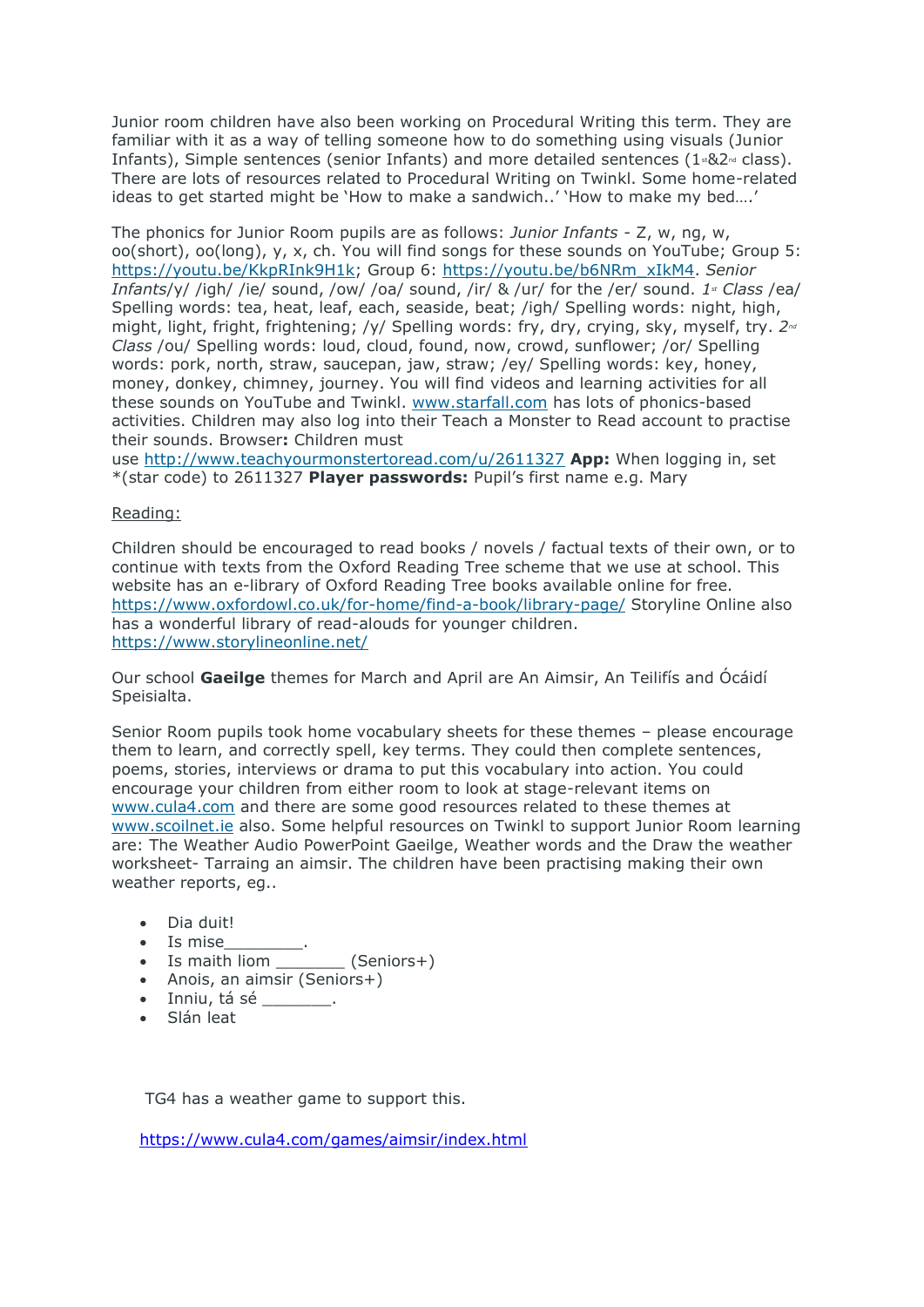Junior room children have also been working on Procedural Writing this term. They are familiar with it as a way of telling someone how to do something using visuals (Junior Infants), Simple sentences (senior Infants) and more detailed sentences (1st&2nd class). There are lots of resources related to Procedural Writing on Twinkl. Some home-related ideas to get started might be 'How to make a sandwich..' 'How to make my bed….'

The phonics for Junior Room pupils are as follows: *Junior Infants* - Z, w, ng, w, oo(short), oo(long), y, x, ch. You will find songs for these sounds on YouTube; Group 5: https://youtu.be/KkpRInk9H1k; Group 6: https://youtu.be/b6NRm_xIkM4. *Senior Infants*/y/ /igh/ /ie/ sound, /ow/ /oa/ sound, /ir/ & /ur/ for the /er/ sound. *1st Class* /ea/ Spelling words: tea, heat, leaf, each, seaside, beat; /igh/ Spelling words: night, high, might, light, fright, frightening; /y/ Spelling words: fry, dry, crying, sky, myself, try. *2nd Class* /ou/ Spelling words: loud, cloud, found, now, crowd, sunflower; /or/ Spelling words: pork, north, straw, saucepan, jaw, straw; /ey/ Spelling words: key, honey, money, donkey, chimney, journey. You will find videos and learning activities for all these sounds on YouTube and Twinkl. www.starfall.com has lots of phonics-based activities. Children may also log into their Teach a Monster to Read account to practise their sounds. Browser**:** Children must use http://www.teachyourmonstertoread.com/u/2611327 **App:** When logging in, set *(star code) to 2611327 **Player passwords:** Pupil's first name e.g. Mary

Reading:

Children should be encouraged to read books / novels / factual texts of their own, or to continue with texts from the Oxford Reading Tree scheme that we use at school. This website has an e-library of Oxford Reading Tree books available online for free. https://www.oxfordowl.co.uk/for-home/find-a-book/library-page/ Storyline Online also has a wonderful library of read-alouds for younger children. https://www.storylineonline.net/

Our school **Gaeilge** themes for March and April are An Aimsir, An Teilifís and Ócáidí Speisialta.

Senior Room pupils took home vocabulary sheets for these themes – please encourage them to learn, and correctly spell, key terms. They could then complete sentences, poems, stories, interviews or drama to put this vocabulary into action. You could encourage your children from either room to look at stage-relevant items on www.cula4.com and there are some good resources related to these themes at www.scoilnet.ie also. Some helpful resources on Twinkl to support Junior Room learning are: The Weather Audio PowerPoint Gaeilge, Weather words and the Draw the weather worksheet- Tarraing an aimsir. The children have been practising making their own weather reports, eg..

- Dia duit!
- Is mise_________.
- Is maith liom ________ (Seniors+)
- Anois, an aimsir (Seniors+)
- Inniu, tá sé ________.
- Slán leat

TG4 has a weather game to support this.

https://www.cula4.com/games/aimsir/index.html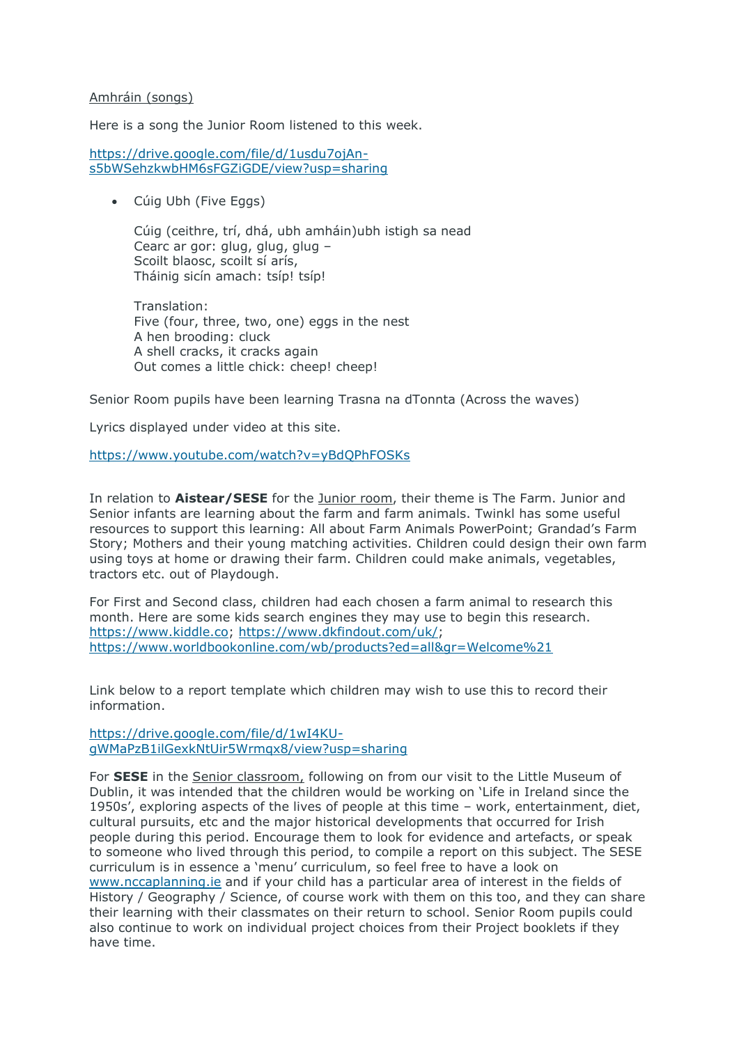Amhráin (songs)

Here is a song the Junior Room listened to this week.

https://drive.google.com/file/d/1usdu7ojAn-s5bWSehzkwbHM6sFGZiGDE/view?usp=sharing

- Cúig Ubh (Five Eggs)

  Cúig (ceithre, trí, dhá, ubh amháin)ubh istigh sa nead
  Cearc ar gor: glug, glug, glug –
  Scoilt blaosc, scoilt sí arís,
  Tháinig sicín amach: tsíp! tsíp!

  Translation:
  Five (four, three, two, one) eggs in the nest
  A hen brooding: cluck
  A shell cracks, it cracks again
  Out comes a little chick: cheep! cheep!

Senior Room pupils have been learning Trasna na dTonnta (Across the waves)

Lyrics displayed under video at this site.

https://www.youtube.com/watch?v=yBdQPhFOSKs

In relation to **Aistear/SESE** for the Junior room, their theme is The Farm. Junior and Senior infants are learning about the farm and farm animals. Twinkl has some useful resources to support this learning: All about Farm Animals PowerPoint; Grandad's Farm Story; Mothers and their young matching activities. Children could design their own farm using toys at home or drawing their farm. Children could make animals, vegetables, tractors etc. out of Playdough.

For First and Second class, children had each chosen a farm animal to research this month. Here are some kids search engines they may use to begin this research. https://www.kiddle.co; https://www.dkfindout.com/uk/; https://www.worldbookonline.com/wb/products?ed=all&gr=Welcome%21

Link below to a report template which children may wish to use this to record their information.

https://drive.google.com/file/d/1wI4KU-gWMaPzB1ilGexkNtUir5Wrmqx8/view?usp=sharing

For **SESE** in the Senior classroom, following on from our visit to the Little Museum of Dublin, it was intended that the children would be working on 'Life in Ireland since the 1950s', exploring aspects of the lives of people at this time – work, entertainment, diet, cultural pursuits, etc and the major historical developments that occurred for Irish people during this period. Encourage them to look for evidence and artefacts, or speak to someone who lived through this period, to compile a report on this subject. The SESE curriculum is in essence a 'menu' curriculum, so feel free to have a look on www.nccaplanning.ie and if your child has a particular area of interest in the fields of History / Geography / Science, of course work with them on this too, and they can share their learning with their classmates on their return to school. Senior Room pupils could also continue to work on individual project choices from their Project booklets if they have time.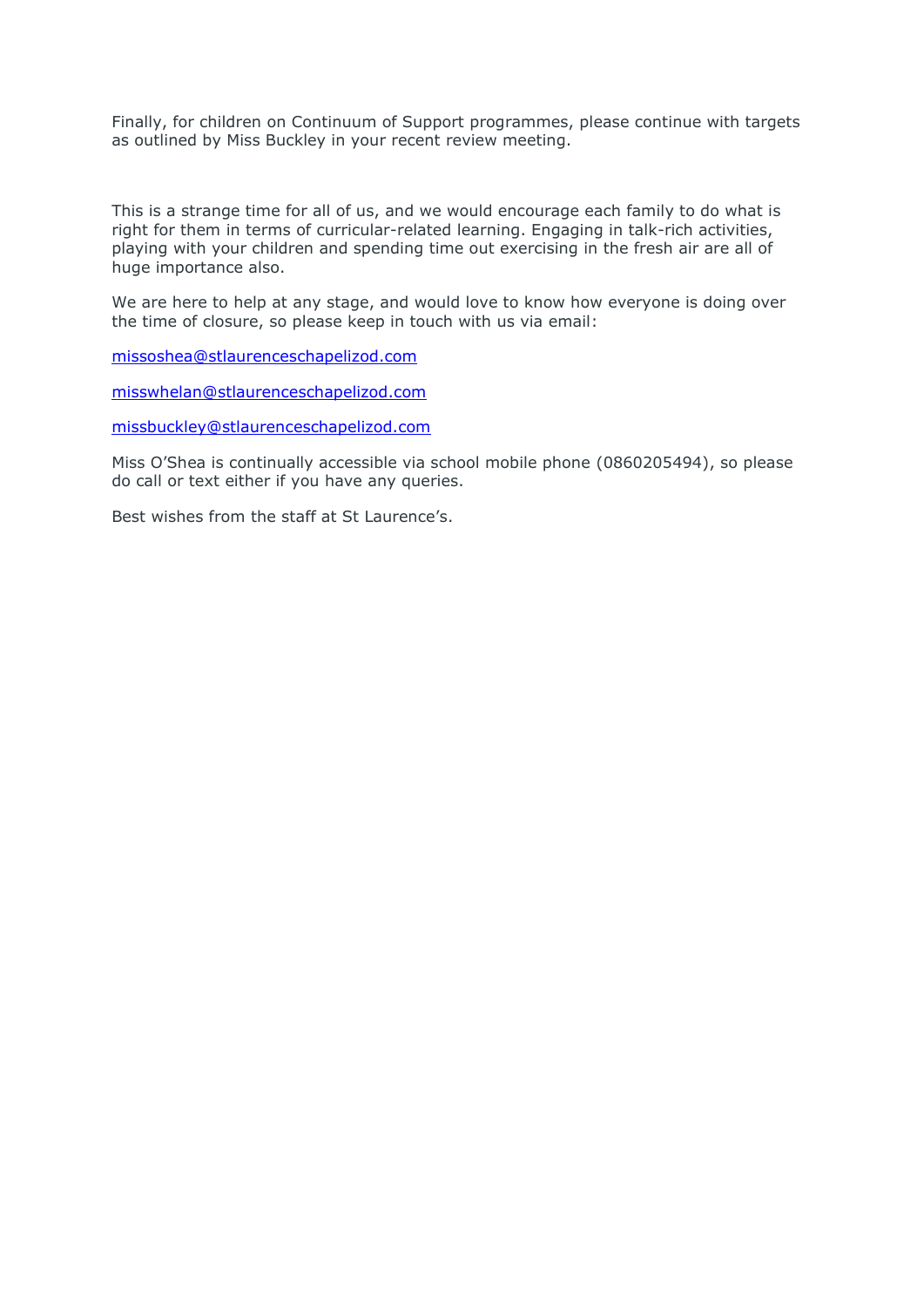Finally, for children on Continuum of Support programmes, please continue with targets as outlined by Miss Buckley in your recent review meeting.

This is a strange time for all of us, and we would encourage each family to do what is right for them in terms of curricular-related learning. Engaging in talk-rich activities, playing with your children and spending time out exercising in the fresh air are all of huge importance also.

We are here to help at any stage, and would love to know how everyone is doing over the time of closure, so please keep in touch with us via email:

missoshea@stlaurenceschapelizod.com

misswhelan@stlaurenceschapelizod.com

missbuckley@stlaurenceschapelizod.com

Miss O'Shea is continually accessible via school mobile phone (0860205494), so please do call or text either if you have any queries.

Best wishes from the staff at St Laurence's.